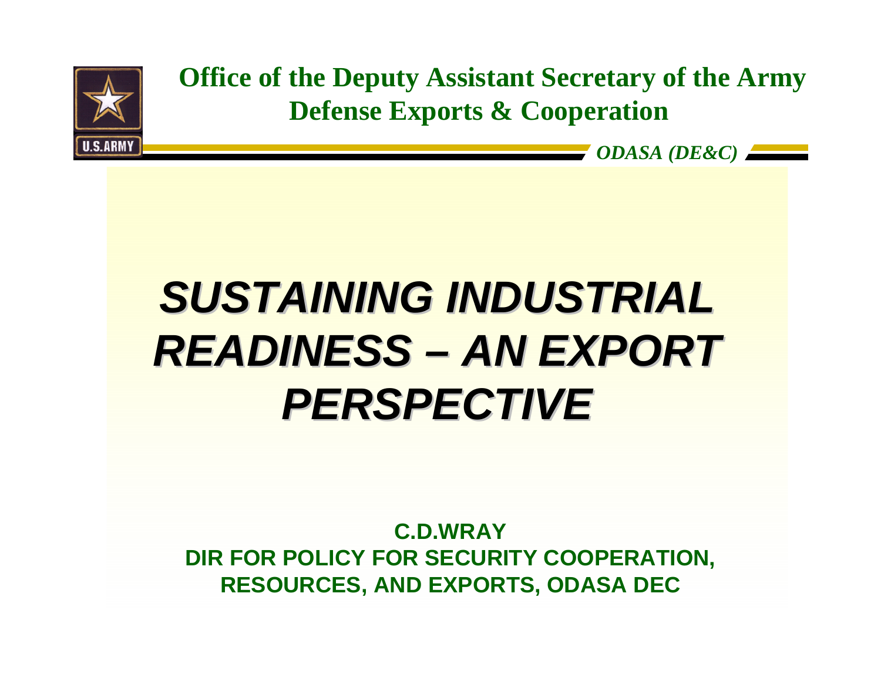**Office of the Deputy Assistant Secretary of the Army**
**Defense Exports & Cooperation**

*ODASA (DE&C)*

# *SUSTAINING INDUSTRIAL READINESS – AN EXPORT PERSPECTIVE*

**C.D.WRAY**
**DIR FOR POLICY FOR SECURITY COOPERATION, RESOURCES, AND EXPORTS, ODASA DEC**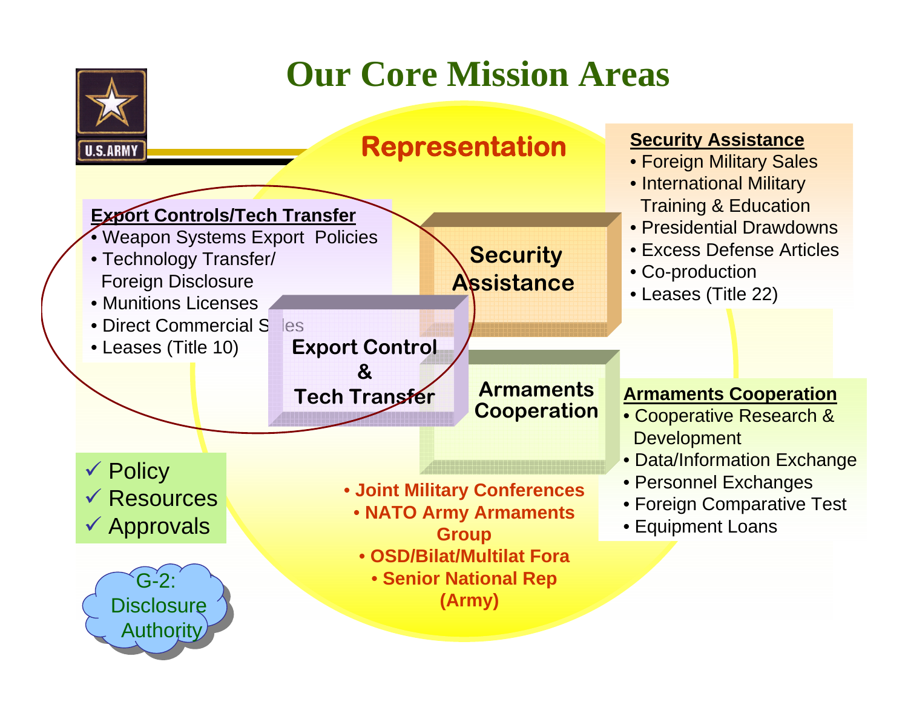# Our Core Mission Areas

## Representation

### Export Controls/Tech Transfer

- Weapon Systems Export Policies
- Technology Transfer/ Foreign Disclosure
- Munitions Licenses
- Direct Commercial Sales
- Leases (Title 10)

### Security Assistance

- Foreign Military Sales
- International Military Training & Education
- Presidential Drawdowns
- Excess Defense Articles
- Co-production
- Leases (Title 22)

### Armaments Cooperation

- Cooperative Research & Development
- Data/Information Exchange
- Personnel Exchanges
- Foreign Comparative Test
- Equipment Loans

**Security Assistance**

**Export Control & Tech Transfer**

**Armaments Cooperation**

- ✓ Policy
- ✓ Resources
- ✓ Approvals

G-2: Disclosure Authority

- **Joint Military Conferences**
- **NATO Army Armaments Group**
- **OSD/Bilat/Multilat Fora**
- **Senior National Rep (Army)**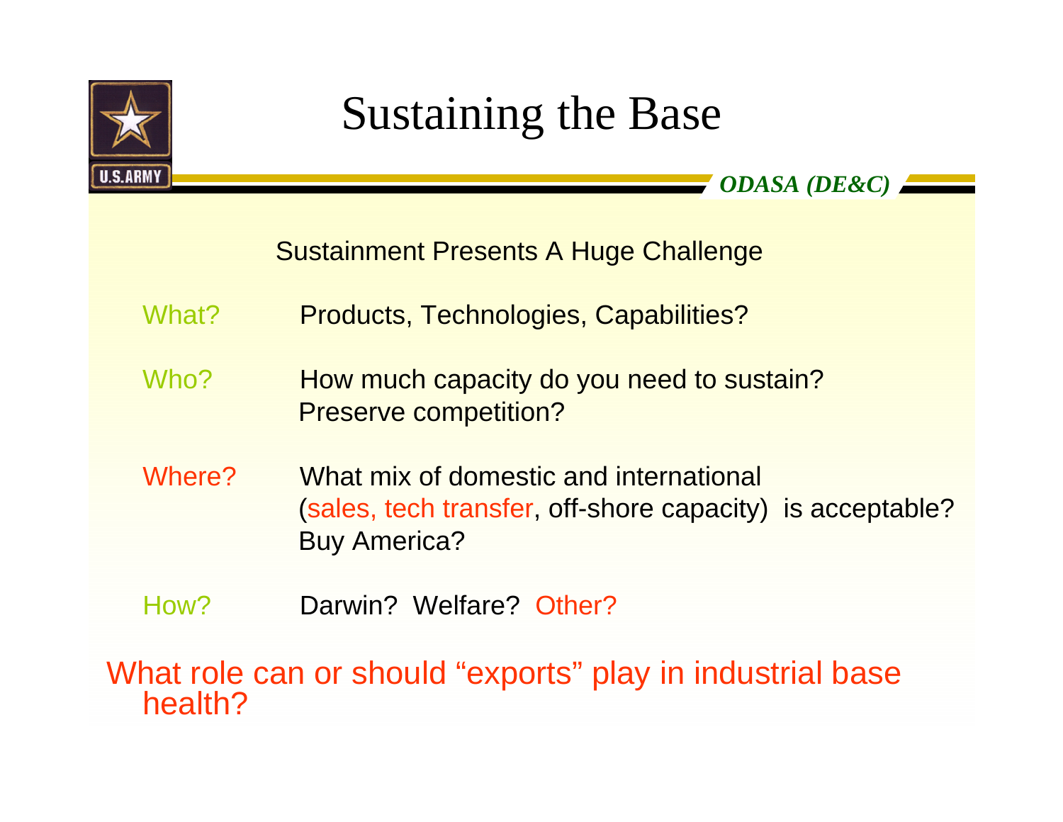# Sustaining the Base

*ODASA (DE&C)*

Sustainment Presents A Huge Challenge

What? Products, Technologies, Capabilities?

Who? How much capacity do you need to sustain? Preserve competition?

Where? What mix of domestic and international (sales, tech transfer, off-shore capacity) is acceptable? Buy America?

How? Darwin? Welfare? Other?

What role can or should "exports" play in industrial base health?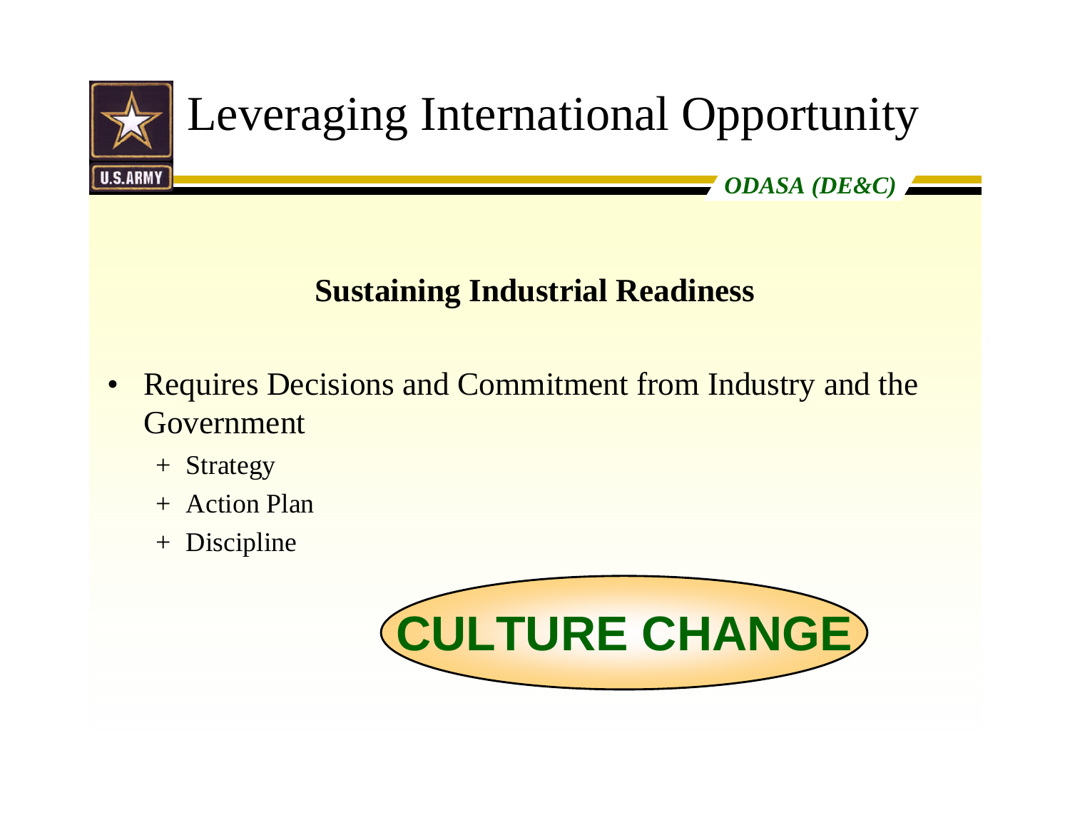# Leveraging International Opportunity

*ODASA (DE&C)*

## Sustaining Industrial Readiness

- Requires Decisions and Commitment from Industry and the Government
  - + Strategy
  - + Action Plan
  - + Discipline

**CULTURE CHANGE**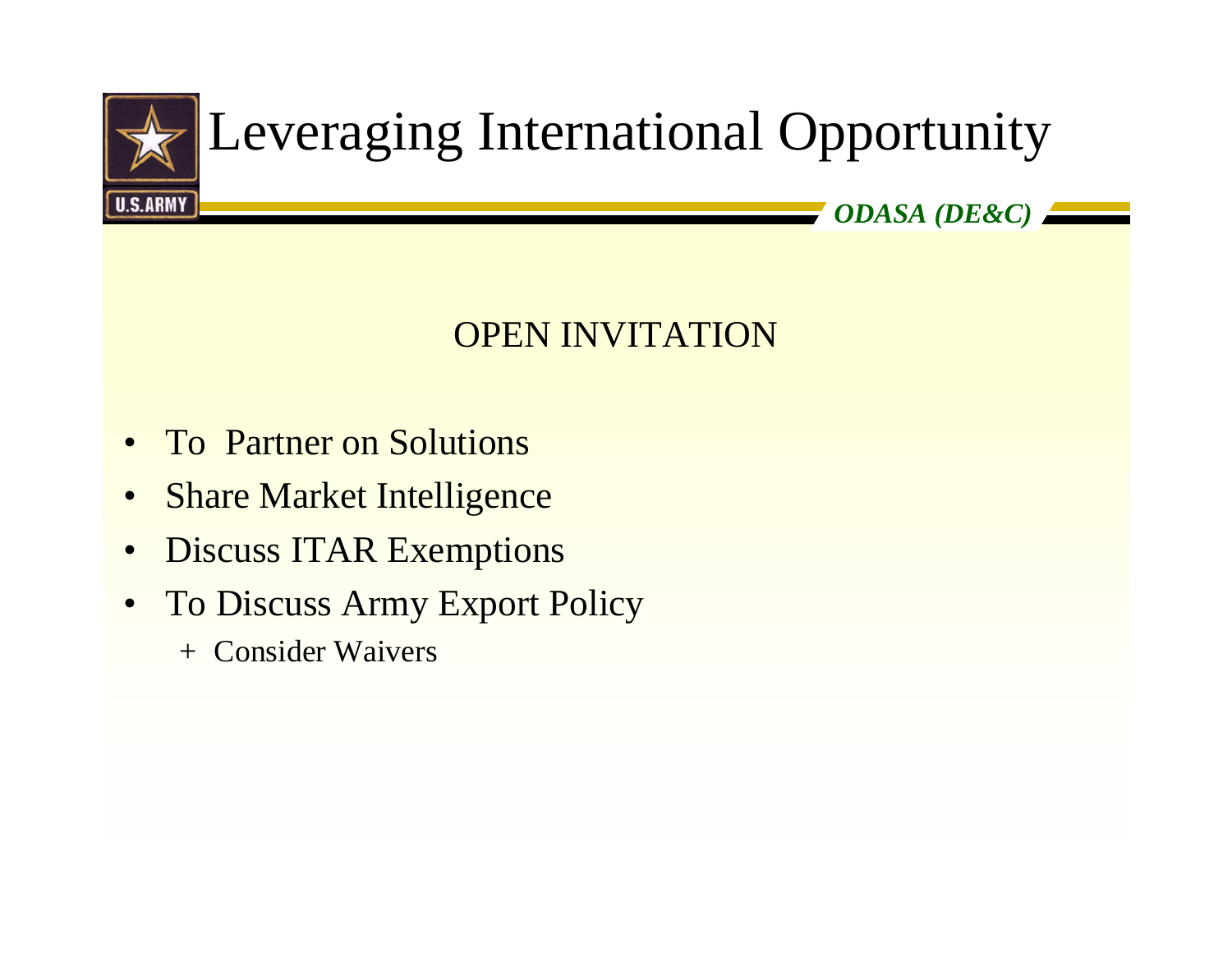# Leveraging International Opportunity

*ODASA (DE&C)*

## OPEN INVITATION

- To Partner on Solutions
- Share Market Intelligence
- Discuss ITAR Exemptions
- To Discuss Army Export Policy
    - + Consider Waivers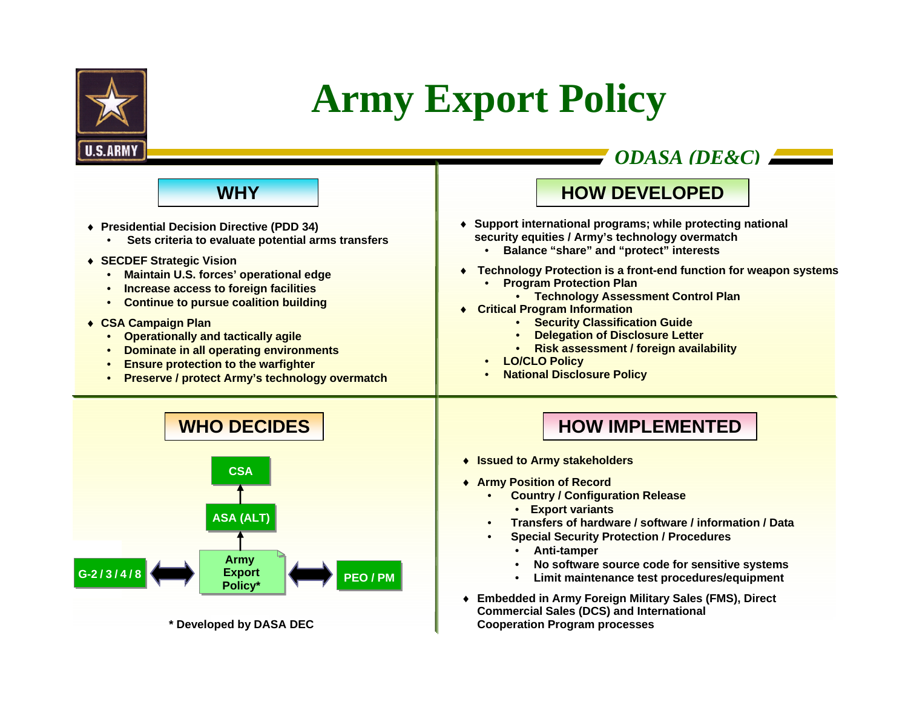# Army Export Policy

*ODASA (DE&C)*

## WHY

- Presidential Decision Directive (PDD 34)
  - Sets criteria to evaluate potential arms transfers
- SECDEF Strategic Vision
  - Maintain U.S. forces' operational edge
  - Increase access to foreign facilities
  - Continue to pursue coalition building
- CSA Campaign Plan
  - Operationally and tactically agile
  - Dominate in all operating environments
  - Ensure protection to the warfighter
  - Preserve / protect Army's technology overmatch

## HOW DEVELOPED

- Support international programs; while protecting national security equities / Army's technology overmatch
  - Balance "share" and "protect" interests
- Technology Protection is a front-end function for weapon systems
  - Program Protection Plan
    - Technology Assessment Control Plan
- Critical Program Information
  - Security Classification Guide
  - Delegation of Disclosure Letter
  - Risk assessment / foreign availability
  - LO/CLO Policy
  - National Disclosure Policy

## WHO DECIDES

CSA

↑

ASA (ALT)

↑

G-2 / 3 / 4 / 8 ⟷ Army Export Policy* ⟷ PEO / PM

\* Developed by DASA DEC

## HOW IMPLEMENTED

- Issued to Army stakeholders
- Army Position of Record
  - Country / Configuration Release
    - Export variants
  - Transfers of hardware / software / information / Data
  - Special Security Protection / Procedures
    - Anti-tamper
    - No software source code for sensitive systems
    - Limit maintenance test procedures/equipment
- Embedded in Army Foreign Military Sales (FMS), Direct Commercial Sales (DCS) and International Cooperation Program processes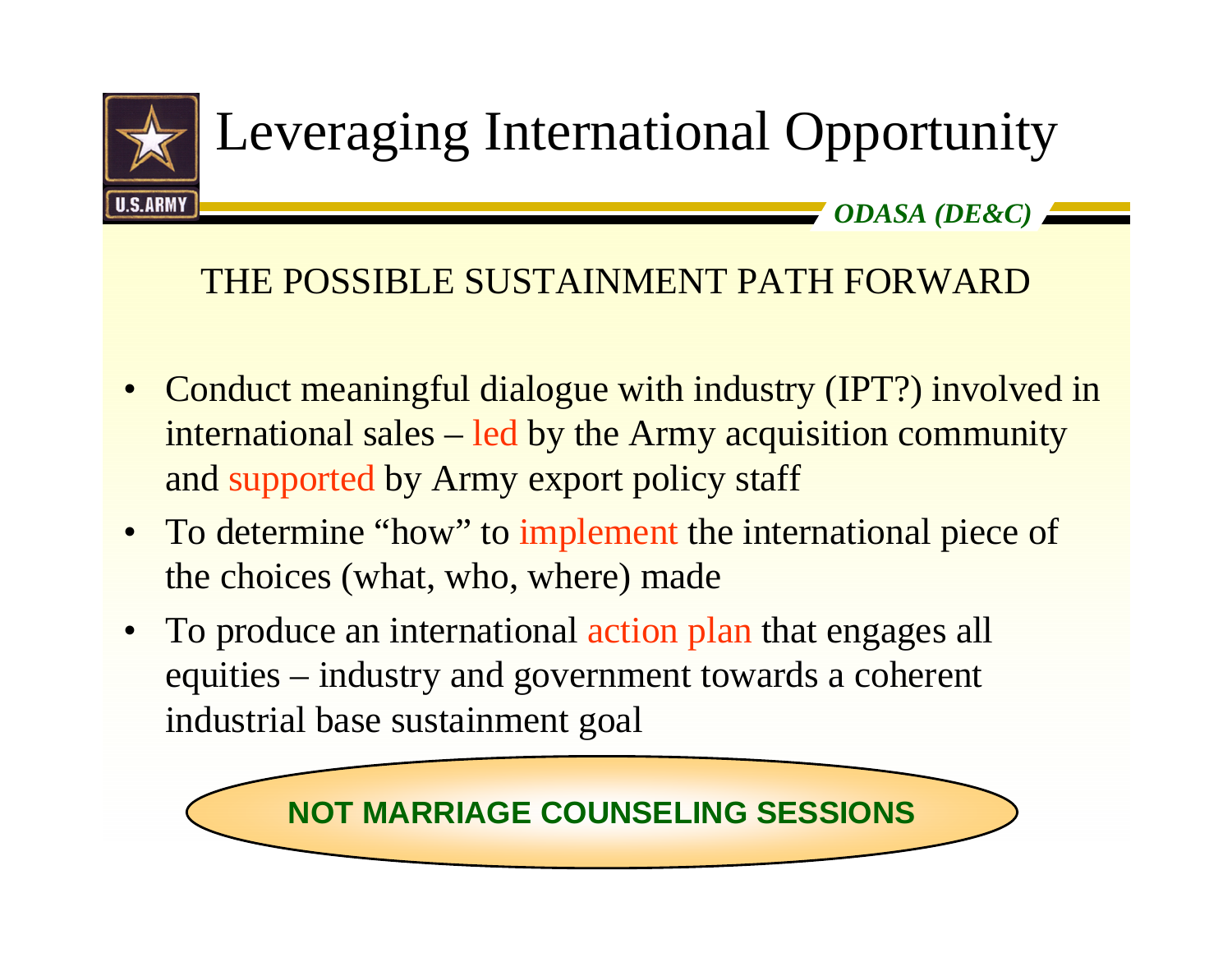# Leveraging International Opportunity

*ODASA (DE&C)*

## THE POSSIBLE SUSTAINMENT PATH FORWARD

- Conduct meaningful dialogue with industry (IPT?) involved in international sales – led by the Army acquisition community and supported by Army export policy staff
- To determine "how" to implement the international piece of the choices (what, who, where) made
- To produce an international action plan that engages all equities – industry and government towards a coherent industrial base sustainment goal

**NOT MARRIAGE COUNSELING SESSIONS**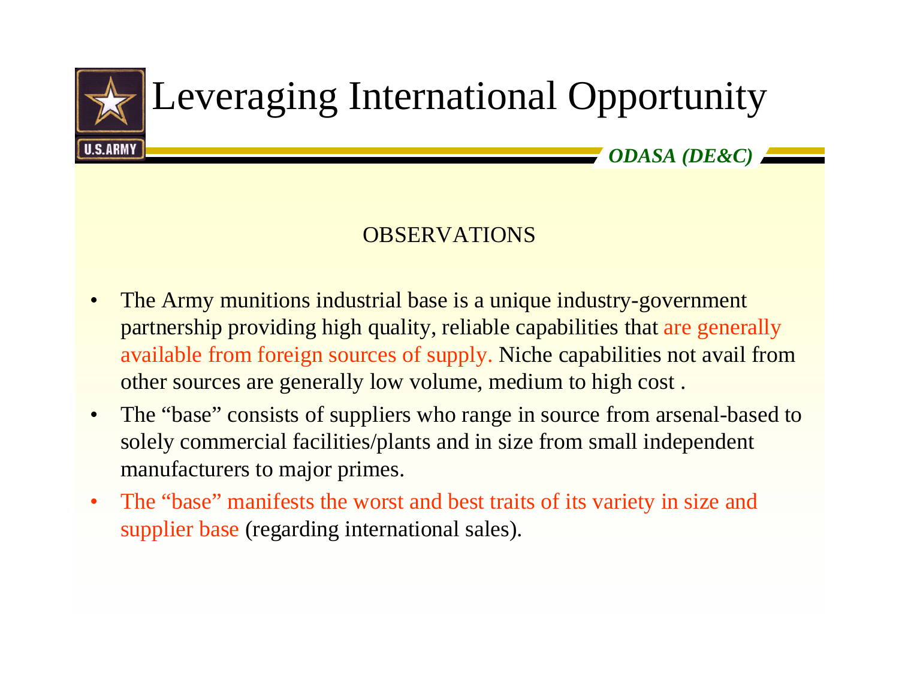# Leveraging International Opportunity

*ODASA (DE&C)*

## OBSERVATIONS

- The Army munitions industrial base is a unique industry-government partnership providing high quality, reliable capabilities that are generally available from foreign sources of supply. Niche capabilities not avail from other sources are generally low volume, medium to high cost .
- The "base" consists of suppliers who range in source from arsenal-based to solely commercial facilities/plants and in size from small independent manufacturers to major primes.
- The "base" manifests the worst and best traits of its variety in size and supplier base (regarding international sales).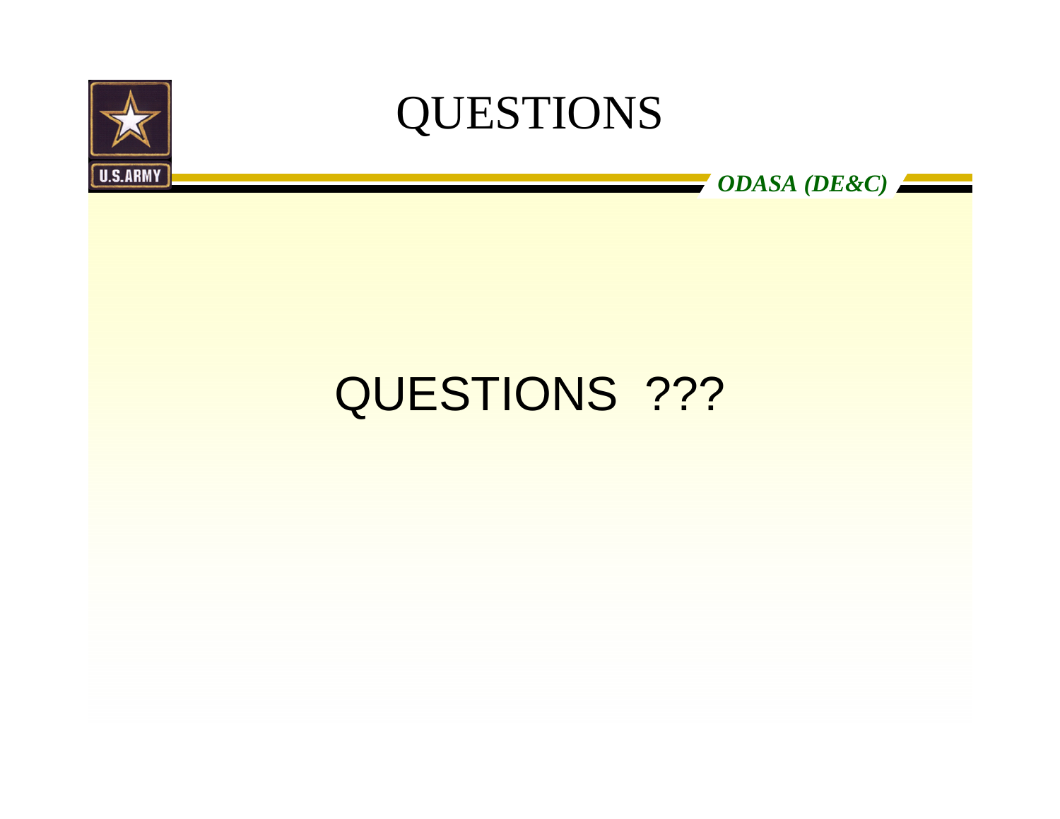# QUESTIONS

QUESTIONS ???